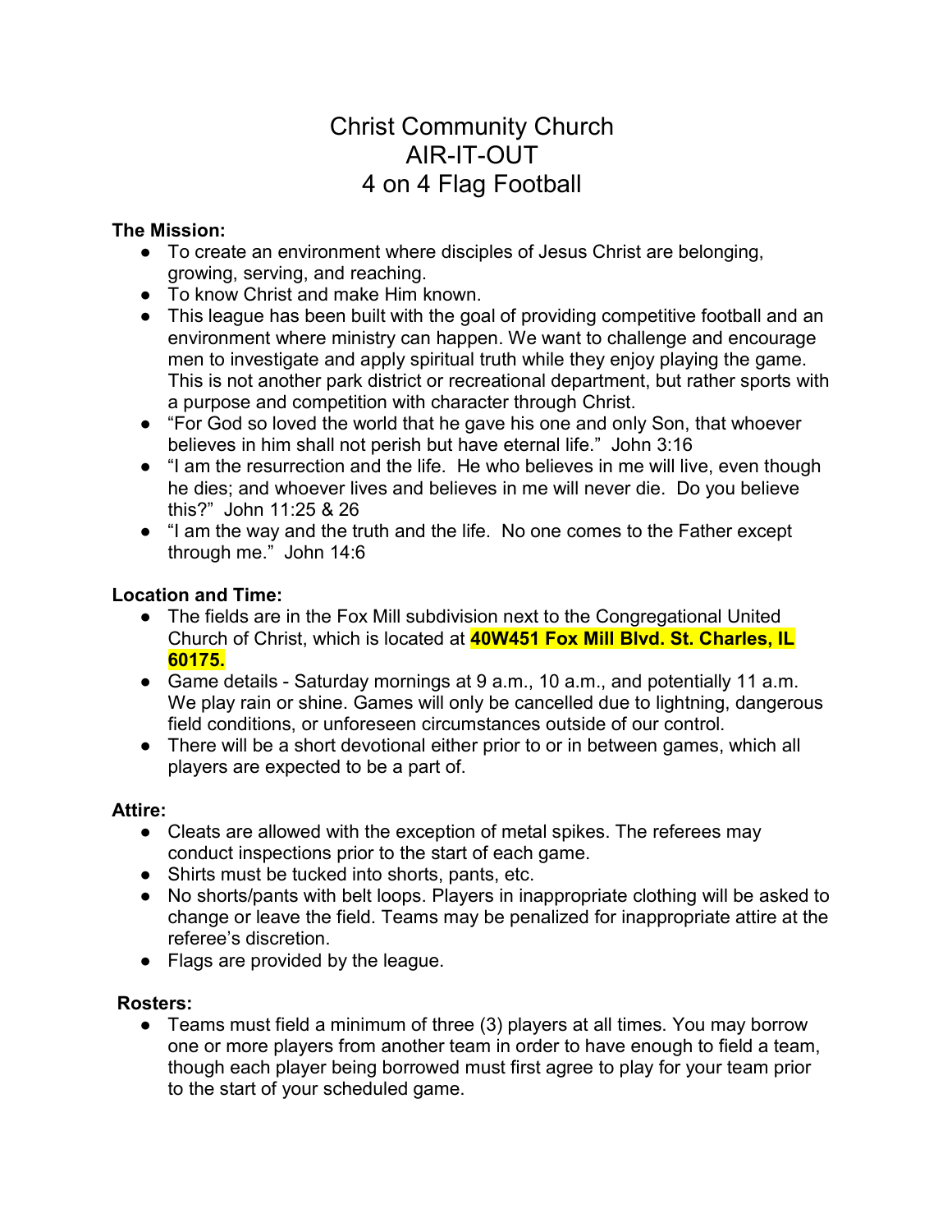# Christ Community Church
# AIR-IT-OUT
# 4 on 4 Flag Football

**The Mission:**

- To create an environment where disciples of Jesus Christ are belonging, growing, serving, and reaching.
- To know Christ and make Him known.
- This league has been built with the goal of providing competitive football and an environment where ministry can happen. We want to challenge and encourage men to investigate and apply spiritual truth while they enjoy playing the game. This is not another park district or recreational department, but rather sports with a purpose and competition with character through Christ.
- "For God so loved the world that he gave his one and only Son, that whoever believes in him shall not perish but have eternal life." John 3:16
- "I am the resurrection and the life. He who believes in me will live, even though he dies; and whoever lives and believes in me will never die. Do you believe this?" John 11:25 & 26
- "I am the way and the truth and the life. No one comes to the Father except through me." John 14:6

**Location and Time:**

- The fields are in the Fox Mill subdivision next to the Congregational United Church of Christ, which is located at **40W451 Fox Mill Blvd. St. Charles, IL 60175.**
- Game details - Saturday mornings at 9 a.m., 10 a.m., and potentially 11 a.m. We play rain or shine. Games will only be cancelled due to lightning, dangerous field conditions, or unforeseen circumstances outside of our control.
- There will be a short devotional either prior to or in between games, which all players are expected to be a part of.

**Attire:**

- Cleats are allowed with the exception of metal spikes. The referees may conduct inspections prior to the start of each game.
- Shirts must be tucked into shorts, pants, etc.
- No shorts/pants with belt loops. Players in inappropriate clothing will be asked to change or leave the field. Teams may be penalized for inappropriate attire at the referee's discretion.
- Flags are provided by the league.

**Rosters:**

- Teams must field a minimum of three (3) players at all times. You may borrow one or more players from another team in order to have enough to field a team, though each player being borrowed must first agree to play for your team prior to the start of your scheduled game.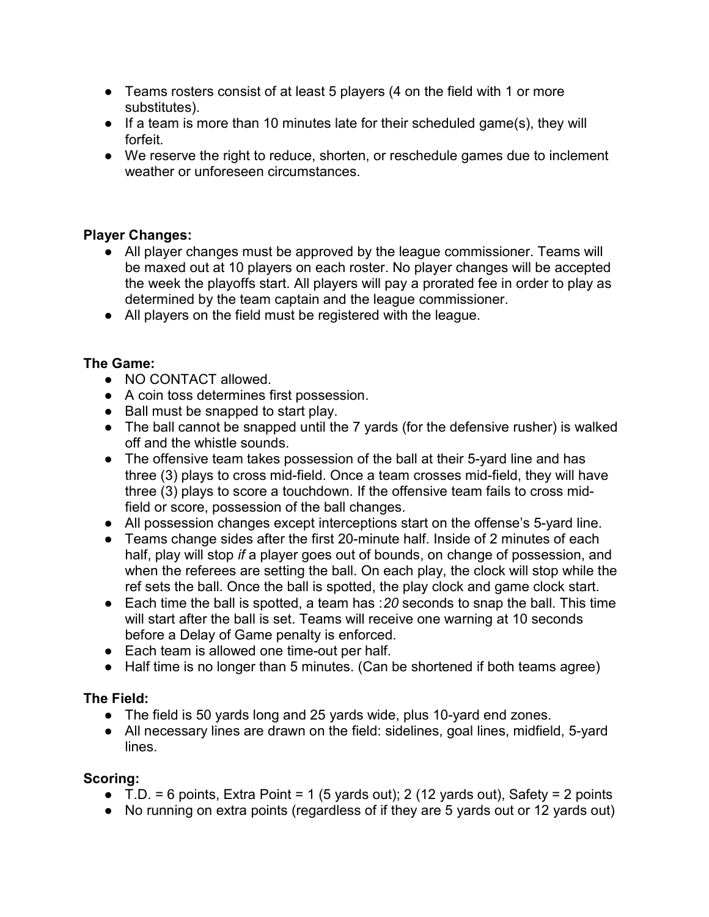- Teams rosters consist of at least 5 players (4 on the field with 1 or more substitutes).
- If a team is more than 10 minutes late for their scheduled game(s), they will forfeit.
- We reserve the right to reduce, shorten, or reschedule games due to inclement weather or unforeseen circumstances.

**Player Changes:**

- All player changes must be approved by the league commissioner. Teams will be maxed out at 10 players on each roster. No player changes will be accepted the week the playoffs start. All players will pay a prorated fee in order to play as determined by the team captain and the league commissioner.
- All players on the field must be registered with the league.

**The Game:**

- NO CONTACT allowed.
- A coin toss determines first possession.
- Ball must be snapped to start play.
- The ball cannot be snapped until the 7 yards (for the defensive rusher) is walked off and the whistle sounds.
- The offensive team takes possession of the ball at their 5-yard line and has three (3) plays to cross mid-field. Once a team crosses mid-field, they will have three (3) plays to score a touchdown. If the offensive team fails to cross mid-field or score, possession of the ball changes.
- All possession changes except interceptions start on the offense's 5-yard line.
- Teams change sides after the first 20-minute half. Inside of 2 minutes of each half, play will stop *if* a player goes out of bounds, on change of possession, and when the referees are setting the ball. On each play, the clock will stop while the ref sets the ball. Once the ball is spotted, the play clock and game clock start.
- Each time the ball is spotted, a team has :*20* seconds to snap the ball. This time will start after the ball is set. Teams will receive one warning at 10 seconds before a Delay of Game penalty is enforced.
- Each team is allowed one time-out per half.
- Half time is no longer than 5 minutes. (Can be shortened if both teams agree)

**The Field:**

- The field is 50 yards long and 25 yards wide, plus 10-yard end zones.
- All necessary lines are drawn on the field: sidelines, goal lines, midfield, 5-yard lines.

**Scoring:**

- T.D. = 6 points, Extra Point = 1 (5 yards out); 2 (12 yards out), Safety = 2 points
- No running on extra points (regardless of if they are 5 yards out or 12 yards out)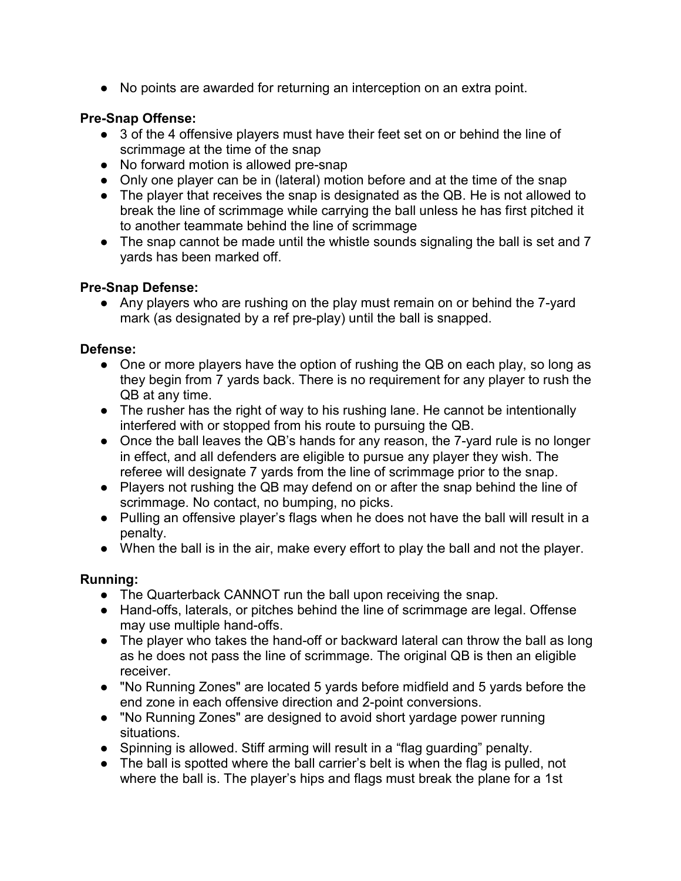- No points are awarded for returning an interception on an extra point.

**Pre-Snap Offense:**

- 3 of the 4 offensive players must have their feet set on or behind the line of scrimmage at the time of the snap
- No forward motion is allowed pre-snap
- Only one player can be in (lateral) motion before and at the time of the snap
- The player that receives the snap is designated as the QB. He is not allowed to break the line of scrimmage while carrying the ball unless he has first pitched it to another teammate behind the line of scrimmage
- The snap cannot be made until the whistle sounds signaling the ball is set and 7 yards has been marked off.

**Pre-Snap Defense:**

- Any players who are rushing on the play must remain on or behind the 7-yard mark (as designated by a ref pre-play) until the ball is snapped.

**Defense:**

- One or more players have the option of rushing the QB on each play, so long as they begin from 7 yards back. There is no requirement for any player to rush the QB at any time.
- The rusher has the right of way to his rushing lane. He cannot be intentionally interfered with or stopped from his route to pursuing the QB.
- Once the ball leaves the QB's hands for any reason, the 7-yard rule is no longer in effect, and all defenders are eligible to pursue any player they wish. The referee will designate 7 yards from the line of scrimmage prior to the snap.
- Players not rushing the QB may defend on or after the snap behind the line of scrimmage. No contact, no bumping, no picks.
- Pulling an offensive player's flags when he does not have the ball will result in a penalty.
- When the ball is in the air, make every effort to play the ball and not the player.

**Running:**

- The Quarterback CANNOT run the ball upon receiving the snap.
- Hand-offs, laterals, or pitches behind the line of scrimmage are legal. Offense may use multiple hand-offs.
- The player who takes the hand-off or backward lateral can throw the ball as long as he does not pass the line of scrimmage. The original QB is then an eligible receiver.
- "No Running Zones" are located 5 yards before midfield and 5 yards before the end zone in each offensive direction and 2-point conversions.
- "No Running Zones" are designed to avoid short yardage power running situations.
- Spinning is allowed. Stiff arming will result in a "flag guarding" penalty.
- The ball is spotted where the ball carrier's belt is when the flag is pulled, not where the ball is. The player's hips and flags must break the plane for a 1st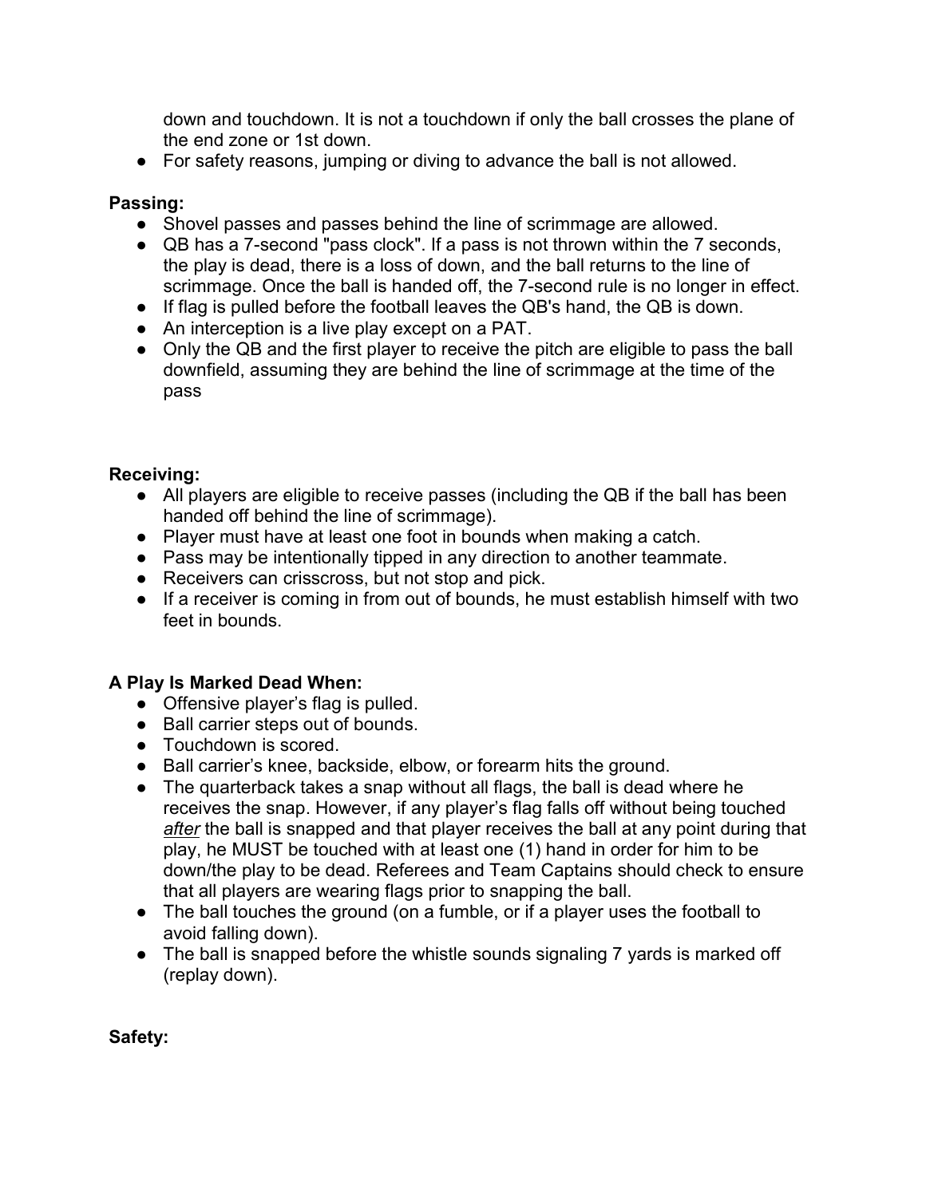down and touchdown. It is not a touchdown if only the ball crosses the plane of the end zone or 1st down.

- For safety reasons, jumping or diving to advance the ball is not allowed.

**Passing:**

- Shovel passes and passes behind the line of scrimmage are allowed.
- QB has a 7-second "pass clock". If a pass is not thrown within the 7 seconds, the play is dead, there is a loss of down, and the ball returns to the line of scrimmage. Once the ball is handed off, the 7-second rule is no longer in effect.
- If flag is pulled before the football leaves the QB's hand, the QB is down.
- An interception is a live play except on a PAT.
- Only the QB and the first player to receive the pitch are eligible to pass the ball downfield, assuming they are behind the line of scrimmage at the time of the pass

**Receiving:**

- All players are eligible to receive passes (including the QB if the ball has been handed off behind the line of scrimmage).
- Player must have at least one foot in bounds when making a catch.
- Pass may be intentionally tipped in any direction to another teammate.
- Receivers can crisscross, but not stop and pick.
- If a receiver is coming in from out of bounds, he must establish himself with two feet in bounds.

**A Play Is Marked Dead When:**

- Offensive player's flag is pulled.
- Ball carrier steps out of bounds.
- Touchdown is scored.
- Ball carrier's knee, backside, elbow, or forearm hits the ground.
- The quarterback takes a snap without all flags, the ball is dead where he receives the snap. However, if any player's flag falls off without being touched *after* the ball is snapped and that player receives the ball at any point during that play, he MUST be touched with at least one (1) hand in order for him to be down/the play to be dead. Referees and Team Captains should check to ensure that all players are wearing flags prior to snapping the ball.
- The ball touches the ground (on a fumble, or if a player uses the football to avoid falling down).
- The ball is snapped before the whistle sounds signaling 7 yards is marked off (replay down).

**Safety:**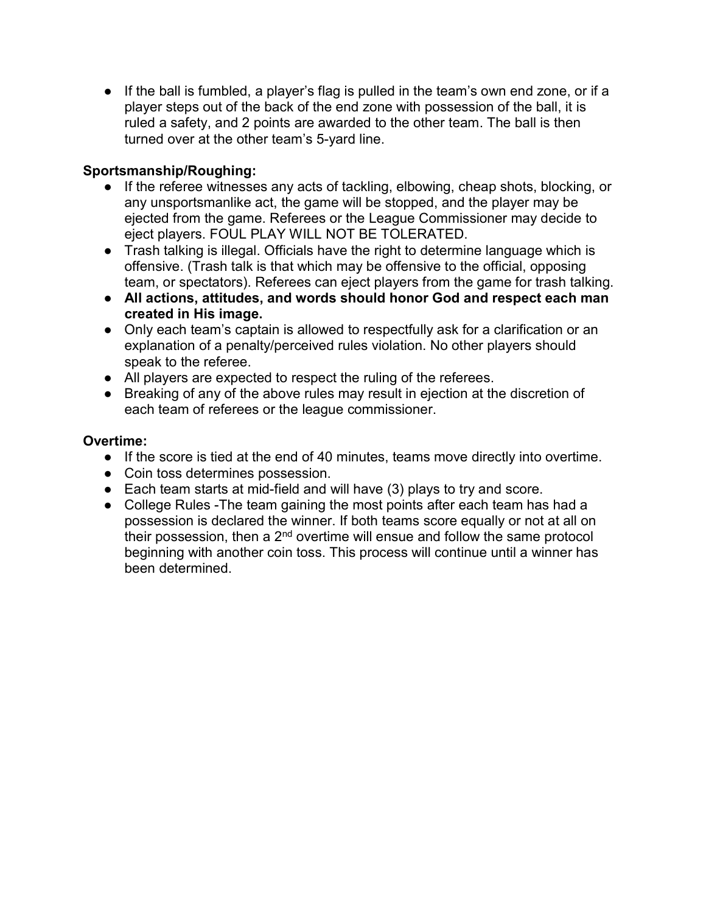- If the ball is fumbled, a player's flag is pulled in the team's own end zone, or if a player steps out of the back of the end zone with possession of the ball, it is ruled a safety, and 2 points are awarded to the other team. The ball is then turned over at the other team's 5-yard line.

**Sportsmanship/Roughing:**

- If the referee witnesses any acts of tackling, elbowing, cheap shots, blocking, or any unsportsmanlike act, the game will be stopped, and the player may be ejected from the game. Referees or the League Commissioner may decide to eject players. FOUL PLAY WILL NOT BE TOLERATED.
- Trash talking is illegal. Officials have the right to determine language which is offensive. (Trash talk is that which may be offensive to the official, opposing team, or spectators). Referees can eject players from the game for trash talking.
- **All actions, attitudes, and words should honor God and respect each man created in His image.**
- Only each team's captain is allowed to respectfully ask for a clarification or an explanation of a penalty/perceived rules violation. No other players should speak to the referee.
- All players are expected to respect the ruling of the referees.
- Breaking of any of the above rules may result in ejection at the discretion of each team of referees or the league commissioner.

**Overtime:**

- If the score is tied at the end of 40 minutes, teams move directly into overtime.
- Coin toss determines possession.
- Each team starts at mid-field and will have (3) plays to try and score.
- College Rules -The team gaining the most points after each team has had a possession is declared the winner. If both teams score equally or not at all on their possession, then a 2nd overtime will ensue and follow the same protocol beginning with another coin toss. This process will continue until a winner has been determined.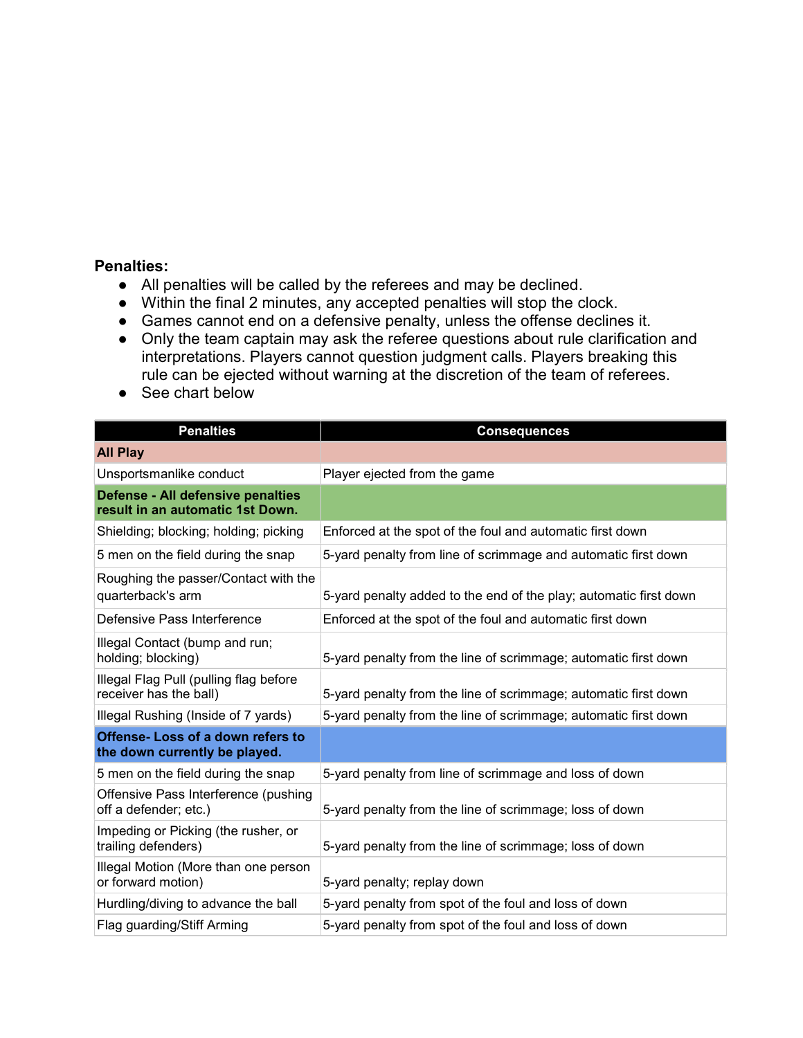**Penalties:**

- All penalties will be called by the referees and may be declined.
- Within the final 2 minutes, any accepted penalties will stop the clock.
- Games cannot end on a defensive penalty, unless the offense declines it.
- Only the team captain may ask the referee questions about rule clarification and interpretations. Players cannot question judgment calls. Players breaking this rule can be ejected without warning at the discretion of the team of referees.
- See chart below

| Penalties | Consequences |
|---|---|
| **All Play** | |
| Unsportsmanlike conduct | Player ejected from the game |
| **Defense - All defensive penalties result in an automatic 1st Down.** | |
| Shielding; blocking; holding; picking | Enforced at the spot of the foul and automatic first down |
| 5 men on the field during the snap | 5-yard penalty from line of scrimmage and automatic first down |
| Roughing the passer/Contact with the quarterback's arm | 5-yard penalty added to the end of the play; automatic first down |
| Defensive Pass Interference | Enforced at the spot of the foul and automatic first down |
| Illegal Contact (bump and run; holding; blocking) | 5-yard penalty from the line of scrimmage; automatic first down |
| Illegal Flag Pull (pulling flag before receiver has the ball) | 5-yard penalty from the line of scrimmage; automatic first down |
| Illegal Rushing (Inside of 7 yards) | 5-yard penalty from the line of scrimmage; automatic first down |
| **Offense- Loss of a down refers to the down currently be played.** | |
| 5 men on the field during the snap | 5-yard penalty from line of scrimmage and loss of down |
| Offensive Pass Interference (pushing off a defender; etc.) | 5-yard penalty from the line of scrimmage; loss of down |
| Impeding or Picking (the rusher, or trailing defenders) | 5-yard penalty from the line of scrimmage; loss of down |
| Illegal Motion (More than one person or forward motion) | 5-yard penalty; replay down |
| Hurdling/diving to advance the ball | 5-yard penalty from spot of the foul and loss of down |
| Flag guarding/Stiff Arming | 5-yard penalty from spot of the foul and loss of down |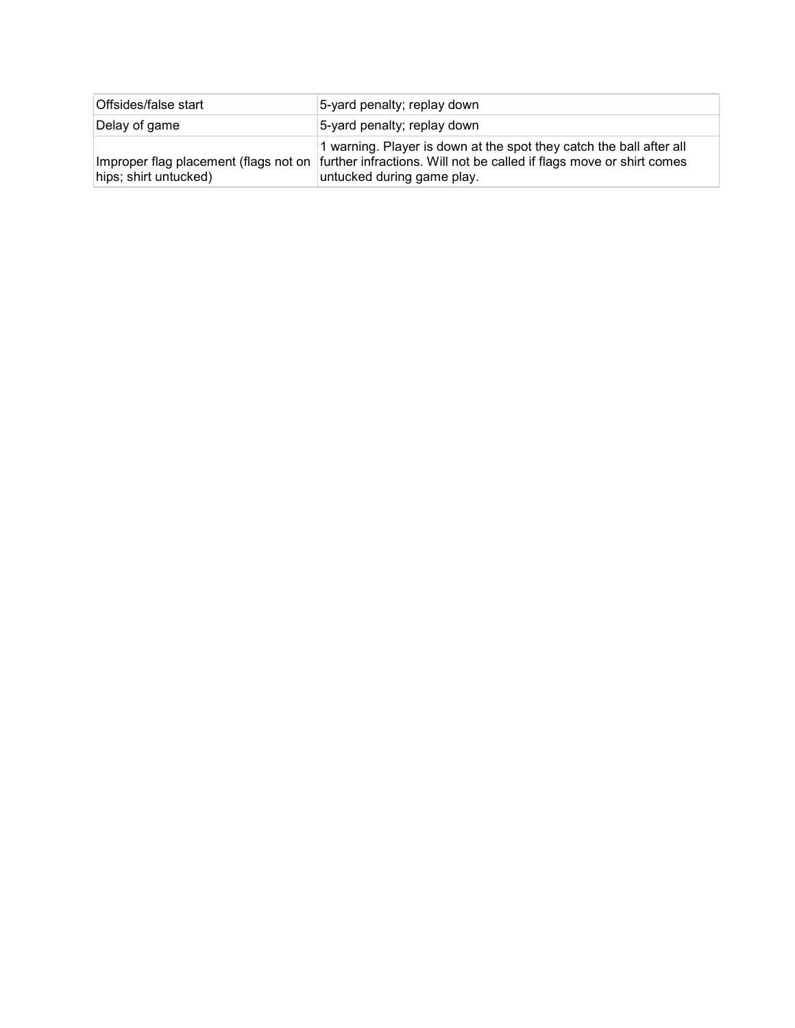| | |
|---|---|
| Offsides/false start | 5-yard penalty; replay down |
| Delay of game | 5-yard penalty; replay down |
| Improper flag placement (flags not on hips; shirt untucked) | 1 warning. Player is down at the spot they catch the ball after all further infractions. Will not be called if flags move or shirt comes untucked during game play. |